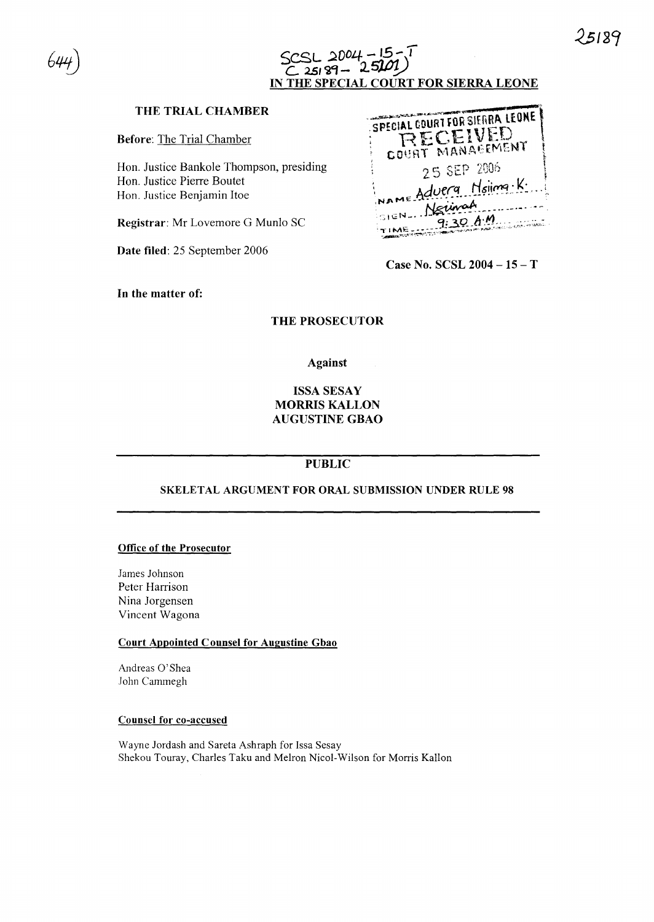644)

25189

SCSL 2004 – 15 – T
C 25189 – 25201)

IN THE SPECIAL COURT FOR SIERRA LEONE

**THE TRIAL CHAMBER**

**Before**: The Trial Chamber

Hon. Justice Bankole Thompson, presiding
Hon. Justice Pierre Boutet
Hon. Justice Benjamin Itoe

**Registrar**: Mr Lovemore G Munlo SC

**Date filed**: 25 September 2006

SPECIAL COURT FOR SIERRA LEONE
RECEIVED
COURT MANAGEMENT
25 SEP 2006
NAME Advera Nsiima K.
SIGN Nsiimah
TIME 9:30 A.M

**Case No. SCSL 2004 – 15 – T**

**In the matter of:**

**THE PROSECUTOR**

**Against**

**ISSA SESAY**
**MORRIS KALLON**
**AUGUSTINE GBAO**

**PUBLIC**

**SKELETAL ARGUMENT FOR ORAL SUBMISSION UNDER RULE 98**

**Office of the Prosecutor**

James Johnson
Peter Harrison
Nina Jorgensen
Vincent Wagona

**Court Appointed Counsel for Augustine Gbao**

Andreas O'Shea
John Cammegh

**Counsel for co-accused**

Wayne Jordash and Sareta Ashraph for Issa Sesay
Shekou Touray, Charles Taku and Melron Nicol-Wilson for Morris Kallon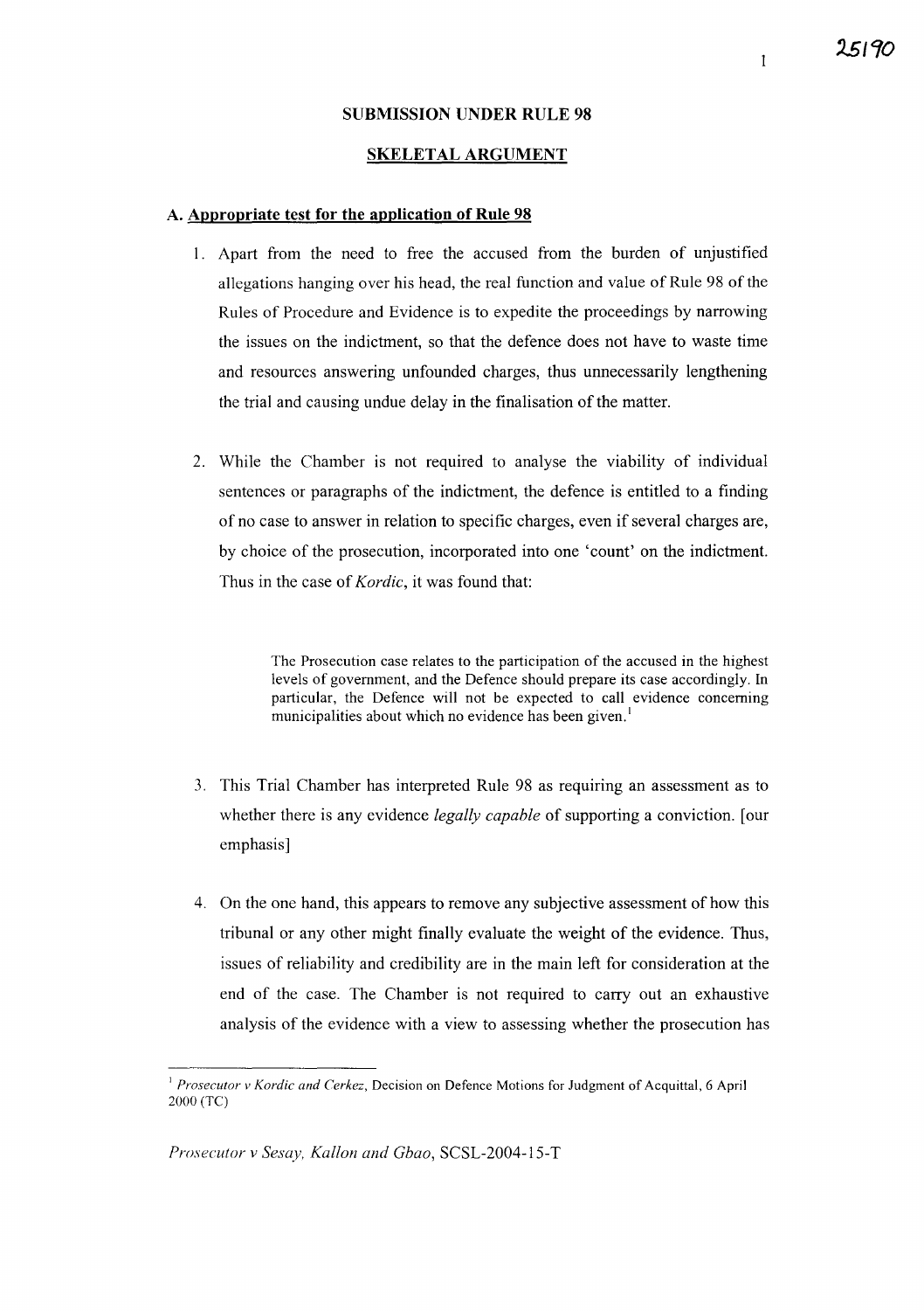## SUBMISSION UNDER RULE 98

## SKELETAL ARGUMENT

### A. Appropriate test for the application of Rule 98

1. Apart from the need to free the accused from the burden of unjustified allegations hanging over his head, the real function and value of Rule 98 of the Rules of Procedure and Evidence is to expedite the proceedings by narrowing the issues on the indictment, so that the defence does not have to waste time and resources answering unfounded charges, thus unnecessarily lengthening the trial and causing undue delay in the finalisation of the matter.

2. While the Chamber is not required to analyse the viability of individual sentences or paragraphs of the indictment, the defence is entitled to a finding of no case to answer in relation to specific charges, even if several charges are, by choice of the prosecution, incorporated into one 'count' on the indictment. Thus in the case of *Kordic*, it was found that:

> The Prosecution case relates to the participation of the accused in the highest levels of government, and the Defence should prepare its case accordingly. In particular, the Defence will not be expected to call evidence concerning municipalities about which no evidence has been given.[1]

3. This Trial Chamber has interpreted Rule 98 as requiring an assessment as to whether there is any evidence *legally capable* of supporting a conviction. [our emphasis]

4. On the one hand, this appears to remove any subjective assessment of how this tribunal or any other might finally evaluate the weight of the evidence. Thus, issues of reliability and credibility are in the main left for consideration at the end of the case. The Chamber is not required to carry out an exhaustive analysis of the evidence with a view to assessing whether the prosecution has

---

[1] *Prosecutor v Kordic and Cerkez*, Decision on Defence Motions for Judgment of Acquittal, 6 April 2000 (TC)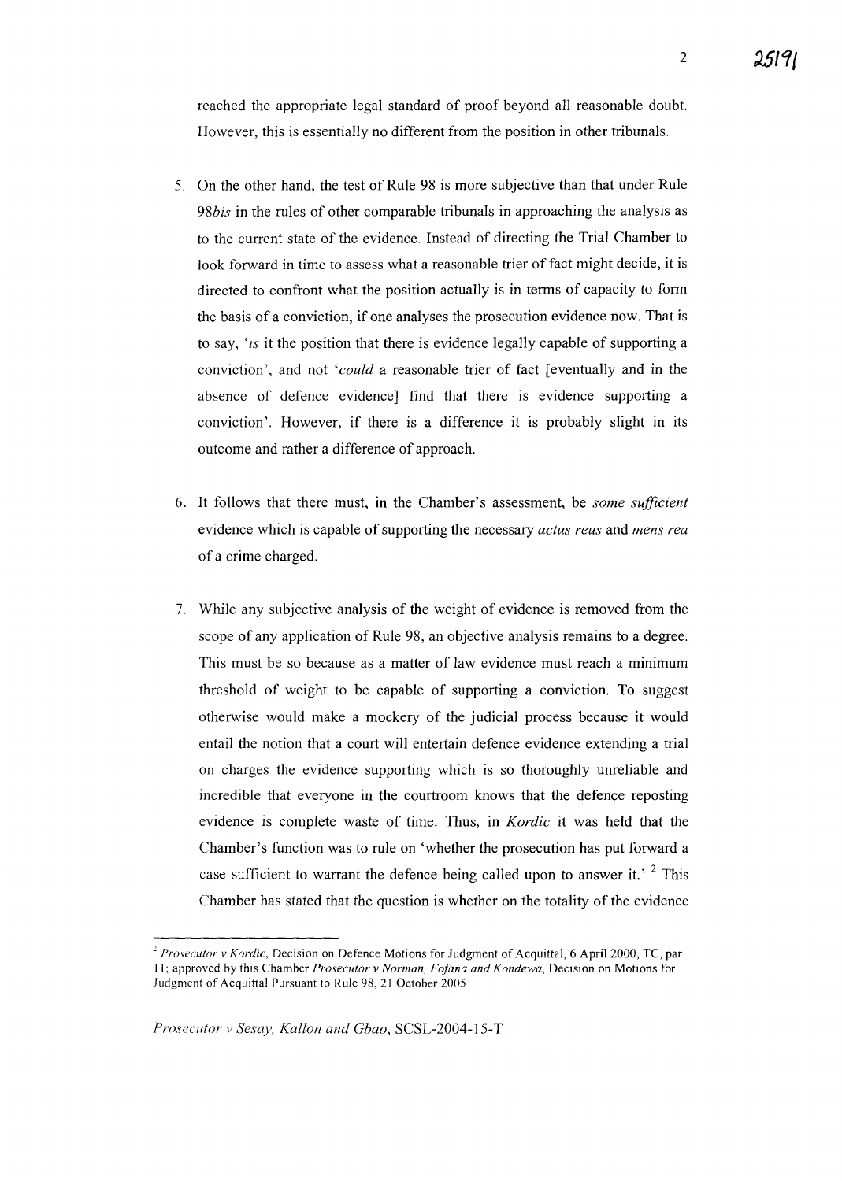reached the appropriate legal standard of proof beyond all reasonable doubt. However, this is essentially no different from the position in other tribunals.

5. On the other hand, the test of Rule 98 is more subjective than that under Rule 98*bis* in the rules of other comparable tribunals in approaching the analysis as to the current state of the evidence. Instead of directing the Trial Chamber to look forward in time to assess what a reasonable trier of fact might decide, it is directed to confront what the position actually is in terms of capacity to form the basis of a conviction, if one analyses the prosecution evidence now. That is to say, '*is* it the position that there is evidence legally capable of supporting a conviction', and not '*could* a reasonable trier of fact [eventually and in the absence of defence evidence] find that there is evidence supporting a conviction'. However, if there is a difference it is probably slight in its outcome and rather a difference of approach.

6. It follows that there must, in the Chamber's assessment, be *some sufficient* evidence which is capable of supporting the necessary *actus reus* and *mens rea* of a crime charged.

7. While any subjective analysis of the weight of evidence is removed from the scope of any application of Rule 98, an objective analysis remains to a degree. This must be so because as a matter of law evidence must reach a minimum threshold of weight to be capable of supporting a conviction. To suggest otherwise would make a mockery of the judicial process because it would entail the notion that a court will entertain defence evidence extending a trial on charges the evidence supporting which is so thoroughly unreliable and incredible that everyone in the courtroom knows that the defence reposting evidence is complete waste of time. Thus, in *Kordic* it was held that the Chamber's function was to rule on 'whether the prosecution has put forward a case sufficient to warrant the defence being called upon to answer it.' [2] This Chamber has stated that the question is whether on the totality of the evidence

---

[2] *Prosecutor v Kordic*, Decision on Defence Motions for Judgment of Acquittal, 6 April 2000, TC, par 11; approved by this Chamber *Prosecutor v Norman, Fofana and Kondewa*, Decision on Motions for Judgment of Acquittal Pursuant to Rule 98, 21 October 2005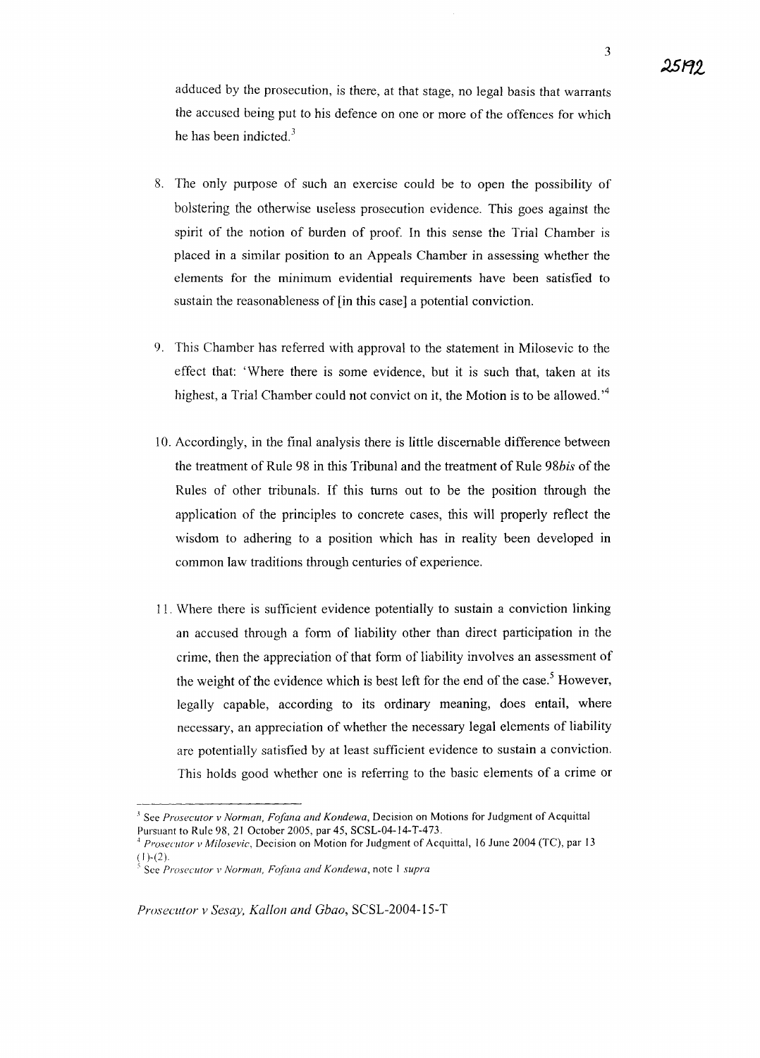adduced by the prosecution, is there, at that stage, no legal basis that warrants the accused being put to his defence on one or more of the offences for which he has been indicted.[3]

8. The only purpose of such an exercise could be to open the possibility of bolstering the otherwise useless prosecution evidence. This goes against the spirit of the notion of burden of proof. In this sense the Trial Chamber is placed in a similar position to an Appeals Chamber in assessing whether the elements for the minimum evidential requirements have been satisfied to sustain the reasonableness of [in this case] a potential conviction.

9. This Chamber has referred with approval to the statement in Milosevic to the effect that: 'Where there is some evidence, but it is such that, taken at its highest, a Trial Chamber could not convict on it, the Motion is to be allowed.'[4]

10. Accordingly, in the final analysis there is little discernable difference between the treatment of Rule 98 in this Tribunal and the treatment of Rule 98*bis* of the Rules of other tribunals. If this turns out to be the position through the application of the principles to concrete cases, this will properly reflect the wisdom to adhering to a position which has in reality been developed in common law traditions through centuries of experience.

11. Where there is sufficient evidence potentially to sustain a conviction linking an accused through a form of liability other than direct participation in the crime, then the appreciation of that form of liability involves an assessment of the weight of the evidence which is best left for the end of the case.[5] However, legally capable, according to its ordinary meaning, does entail, where necessary, an appreciation of whether the necessary legal elements of liability are potentially satisfied by at least sufficient evidence to sustain a conviction. This holds good whether one is referring to the basic elements of a crime or

---

[3] See *Prosecutor v Norman, Fofana and Kondewa*, Decision on Motions for Judgment of Acquittal Pursuant to Rule 98, 21 October 2005, par 45, SCSL-04-14-T-473.

[4] *Prosecutor v Milosevic*, Decision on Motion for Judgment of Acquittal, 16 June 2004 (TC), par 13 (1)-(2).

[5] See *Prosecutor v Norman, Fofana and Kondewa*, note 1 *supra*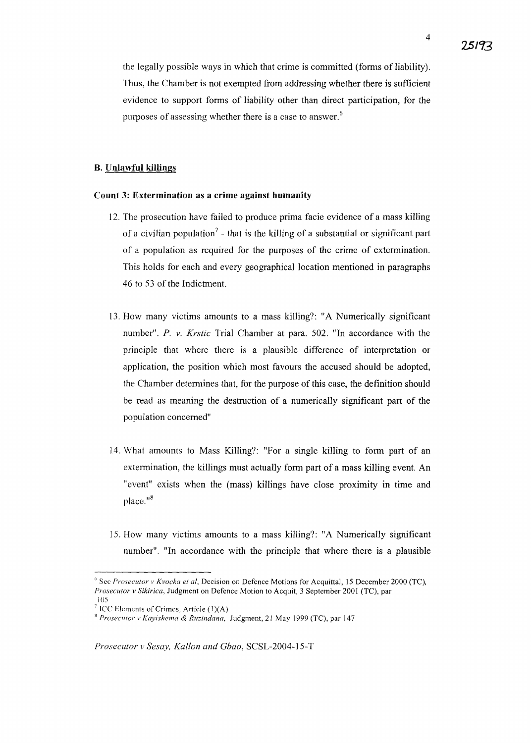the legally possible ways in which that crime is committed (forms of liability). Thus, the Chamber is not exempted from addressing whether there is sufficient evidence to support forms of liability other than direct participation, for the purposes of assessing whether there is a case to answer.[6]

### B. Unlawful killings

**Count 3: Extermination as a crime against humanity**

12. The prosecution have failed to produce prima facie evidence of a mass killing of a civilian population[7] - that is the killing of a substantial or significant part of a population as required for the purposes of the crime of extermination. This holds for each and every geographical location mentioned in paragraphs 46 to 53 of the Indictment.

13. How many victims amounts to a mass killing?: "A Numerically significant number". *P. v. Krstic* Trial Chamber at para. 502. "In accordance with the principle that where there is a plausible difference of interpretation or application, the position which most favours the accused should be adopted, the Chamber determines that, for the purpose of this case, the definition should be read as meaning the destruction of a numerically significant part of the population concerned"

14. What amounts to Mass Killing?: "For a single killing to form part of an extermination, the killings must actually form part of a mass killing event. An "event" exists when the (mass) killings have close proximity in time and place."[8]

15. How many victims amounts to a mass killing?: "A Numerically significant number". "In accordance with the principle that where there is a plausible

---

[6] See *Prosecutor v Kvocka et al*, Decision on Defence Motions for Acquittal, 15 December 2000 (TC), *Prosecutor v Sikirica*, Judgment on Defence Motion to Acquit, 3 September 2001 (TC), par 105

[7] ICC Elements of Crimes, Article (1)(A)

[8] *Prosecutor v Kayishema & Ruzindana*, Judgment, 21 May 1999 (TC), par 147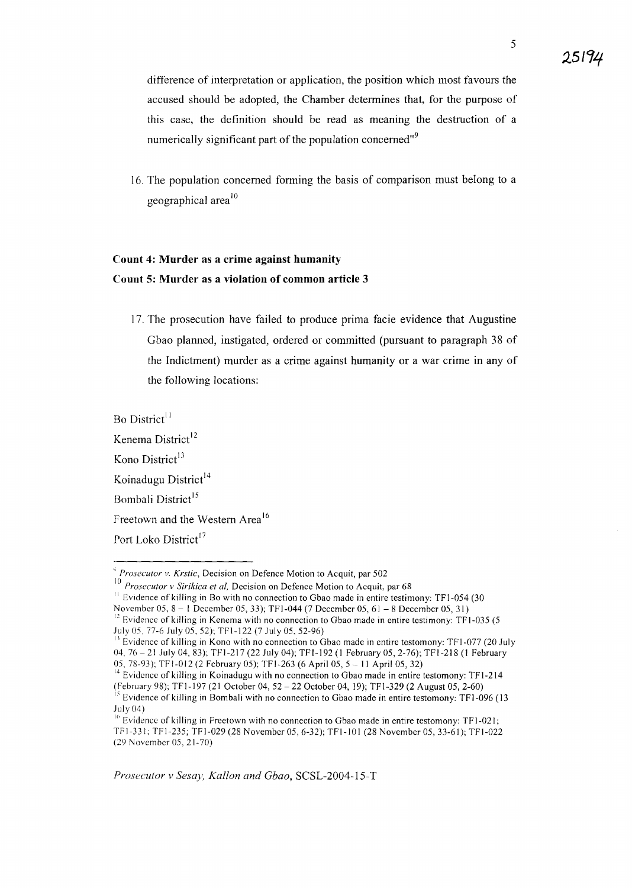difference of interpretation or application, the position which most favours the accused should be adopted, the Chamber determines that, for the purpose of this case, the definition should be read as meaning the destruction of a numerically significant part of the population concerned"[9]

16. The population concerned forming the basis of comparison must belong to a geographical area[10]

**Count 4: Murder as a crime against humanity**

**Count 5: Murder as a violation of common article 3**

17. The prosecution have failed to produce prima facie evidence that Augustine Gbao planned, instigated, ordered or committed (pursuant to paragraph 38 of the Indictment) murder as a crime against humanity or a war crime in any of the following locations:

Bo District[11]

Kenema District[12]

Kono District[13]

Koinadugu District[14]

Bombali District[15]

Freetown and the Western Area[16]

Port Loko District[17]

---

[9] *Prosecutor v. Krstic*, Decision on Defence Motion to Acquit, par 502

[10] *Prosecutor v Sirikica et al*, Decision on Defence Motion to Acquit, par 68

[11] Evidence of killing in Bo with no connection to Gbao made in entire testimony: TF1-054 (30 November 05, 8 – 1 December 05, 33); TF1-044 (7 December 05, 61 – 8 December 05, 31)

[12] Evidence of killing in Kenema with no connection to Gbao made in entire testimony: TF1-035 (5 July 05, 77-6 July 05, 52); TF1-122 (7 July 05, 52-96)

[13] Evidence of killing in Kono with no connection to Gbao made in entire testomony: TF1-077 (20 July 04, 76 – 21 July 04, 83); TF1-217 (22 July 04); TF1-192 (1 February 05, 2-76); TF1-218 (1 February 05, 78-93); TF1-012 (2 February 05); TF1-263 (6 April 05, 5 – 11 April 05, 32)

[14] Evidence of killing in Koinadugu with no connection to Gbao made in entire testomony: TF1-214 (February 98); TF1-197 (21 October 04, 52 – 22 October 04, 19); TF1-329 (2 August 05, 2-60)

[15] Evidence of killing in Bombali with no connection to Gbao made in entire testomony: TF1-096 (13 July 04)

[16] Evidence of killing in Freetown with no connection to Gbao made in entire testomony: TF1-021; TF1-331; TF1-235; TF1-029 (28 November 05, 6-32); TF1-101 (28 November 05, 33-61); TF1-022 (29 November 05, 21-70)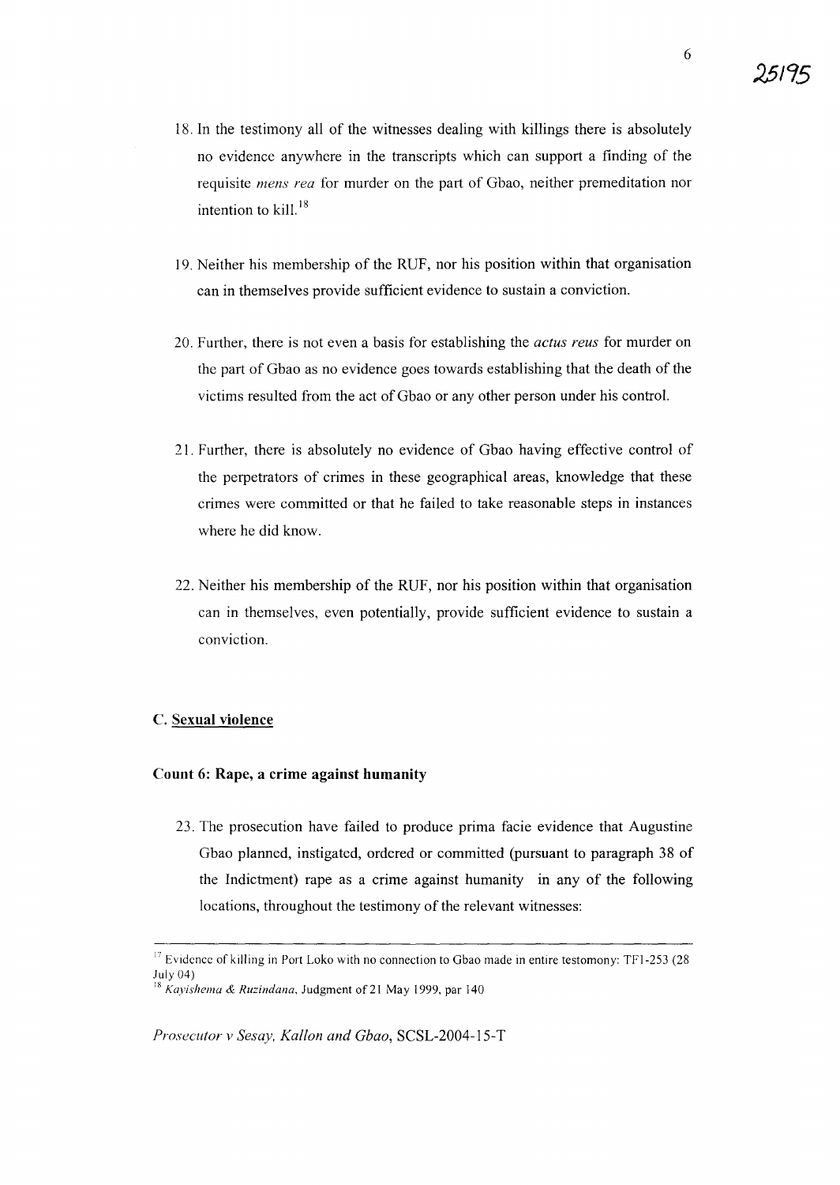18. In the testimony all of the witnesses dealing with killings there is absolutely no evidence anywhere in the transcripts which can support a finding of the requisite *mens rea* for murder on the part of Gbao, neither premeditation nor intention to kill.[18]

19. Neither his membership of the RUF, nor his position within that organisation can in themselves provide sufficient evidence to sustain a conviction.

20. Further, there is not even a basis for establishing the *actus reus* for murder on the part of Gbao as no evidence goes towards establishing that the death of the victims resulted from the act of Gbao or any other person under his control.

21. Further, there is absolutely no evidence of Gbao having effective control of the perpetrators of crimes in these geographical areas, knowledge that these crimes were committed or that he failed to take reasonable steps in instances where he did know.

22. Neither his membership of the RUF, nor his position within that organisation can in themselves, even potentially, provide sufficient evidence to sustain a conviction.

### C. Sexual violence

#### Count 6: Rape, a crime against humanity

23. The prosecution have failed to produce prima facie evidence that Augustine Gbao planned, instigated, ordered or committed (pursuant to paragraph 38 of the Indictment) rape as a crime against humanity in any of the following locations, throughout the testimony of the relevant witnesses:

---

[17] Evidence of killing in Port Loko with no connection to Gbao made in entire testomony: TF1-253 (28 July 04)

[18] *Kayishema & Ruzindana*, Judgment of 21 May 1999, par 140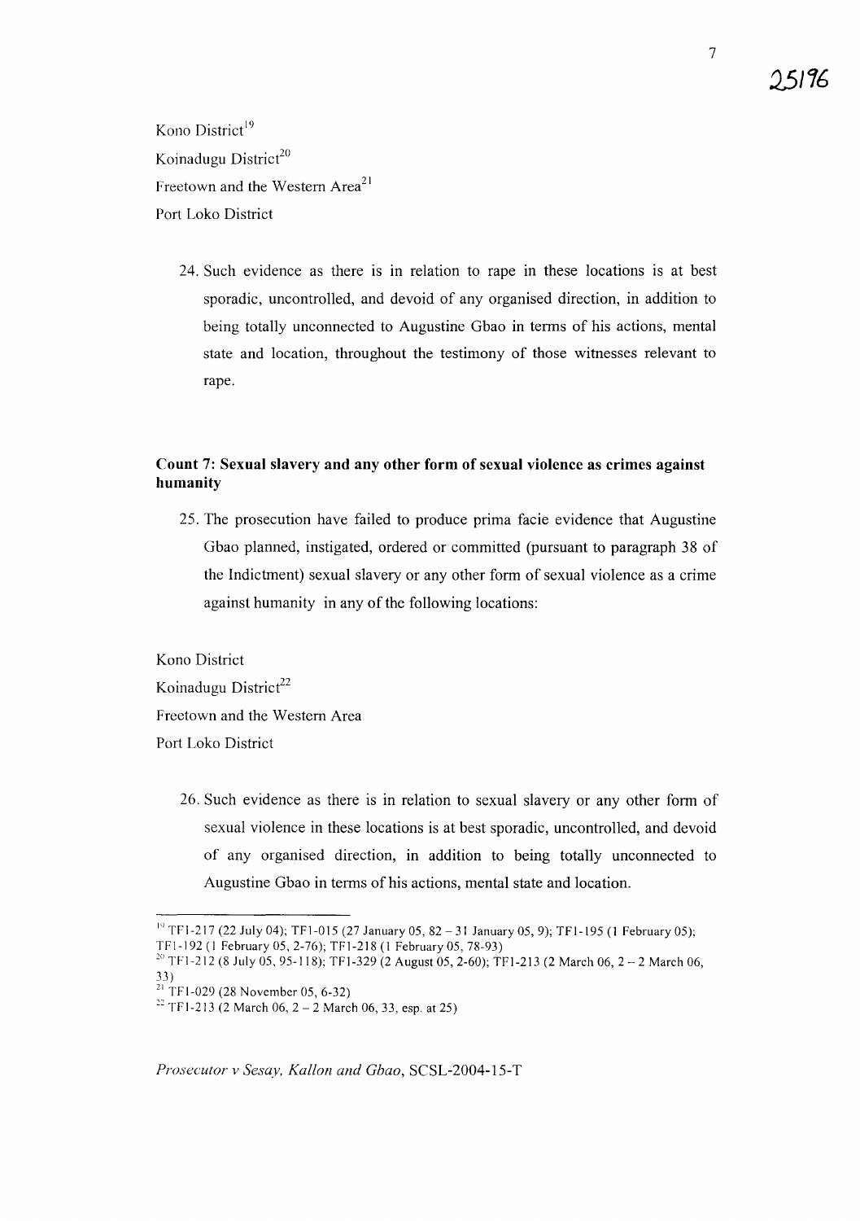Kono District[19]
Koinadugu District[20]
Freetown and the Western Area[21]
Port Loko District

24. Such evidence as there is in relation to rape in these locations is at best sporadic, uncontrolled, and devoid of any organised direction, in addition to being totally unconnected to Augustine Gbao in terms of his actions, mental state and location, throughout the testimony of those witnesses relevant to rape.

**Count 7: Sexual slavery and any other form of sexual violence as crimes against humanity**

25. The prosecution have failed to produce prima facie evidence that Augustine Gbao planned, instigated, ordered or committed (pursuant to paragraph 38 of the Indictment) sexual slavery or any other form of sexual violence as a crime against humanity in any of the following locations:

Kono District
Koinadugu District[22]
Freetown and the Western Area
Port Loko District

26. Such evidence as there is in relation to sexual slavery or any other form of sexual violence in these locations is at best sporadic, uncontrolled, and devoid of any organised direction, in addition to being totally unconnected to Augustine Gbao in terms of his actions, mental state and location.

---

[19] TF1-217 (22 July 04); TF1-015 (27 January 05, 82 – 31 January 05, 9); TF1-195 (1 February 05); TF1-192 (1 February 05, 2-76); TF1-218 (1 February 05, 78-93)
[20] TF1-212 (8 July 05, 95-118); TF1-329 (2 August 05, 2-60); TF1-213 (2 March 06, 2 – 2 March 06, 33)
[21] TF1-029 (28 November 05, 6-32)
[22] TF1-213 (2 March 06, 2 – 2 March 06, 33, esp. at 25)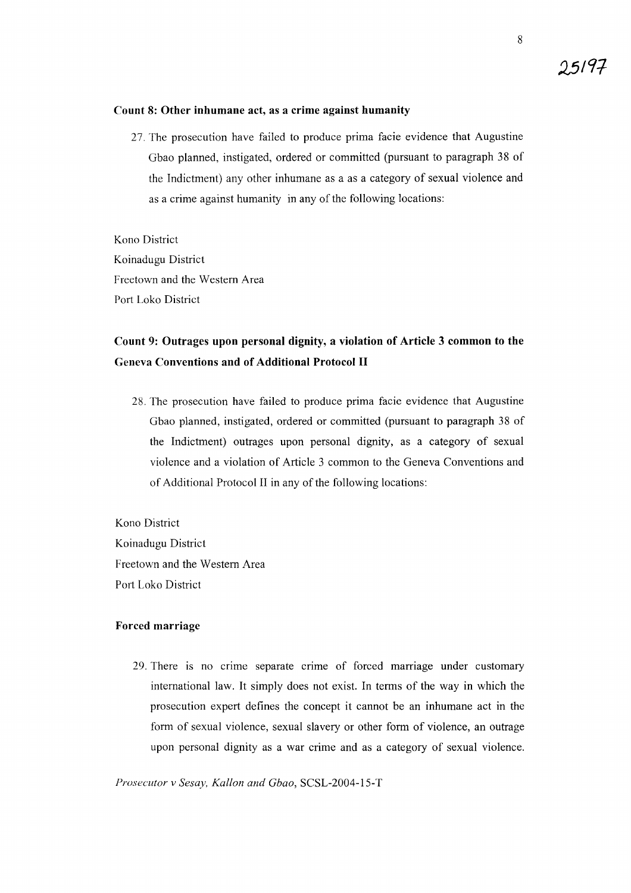**Count 8: Other inhumane act, as a crime against humanity**

27. The prosecution have failed to produce prima facie evidence that Augustine Gbao planned, instigated, ordered or committed (pursuant to paragraph 38 of the Indictment) any other inhumane as a as a category of sexual violence and as a crime against humanity in any of the following locations:

Kono District
Koinadugu District
Freetown and the Western Area
Port Loko District

## Count 9: Outrages upon personal dignity, a violation of Article 3 common to the Geneva Conventions and of Additional Protocol II

28. The prosecution have failed to produce prima facie evidence that Augustine Gbao planned, instigated, ordered or committed (pursuant to paragraph 38 of the Indictment) outrages upon personal dignity, as a category of sexual violence and a violation of Article 3 common to the Geneva Conventions and of Additional Protocol II in any of the following locations:

Kono District
Koinadugu District
Freetown and the Western Area
Port Loko District

**Forced marriage**

29. There is no crime separate crime of forced marriage under customary international law. It simply does not exist. In terms of the way in which the prosecution expert defines the concept it cannot be an inhumane act in the form of sexual violence, sexual slavery or other form of violence, an outrage upon personal dignity as a war crime and as a category of sexual violence.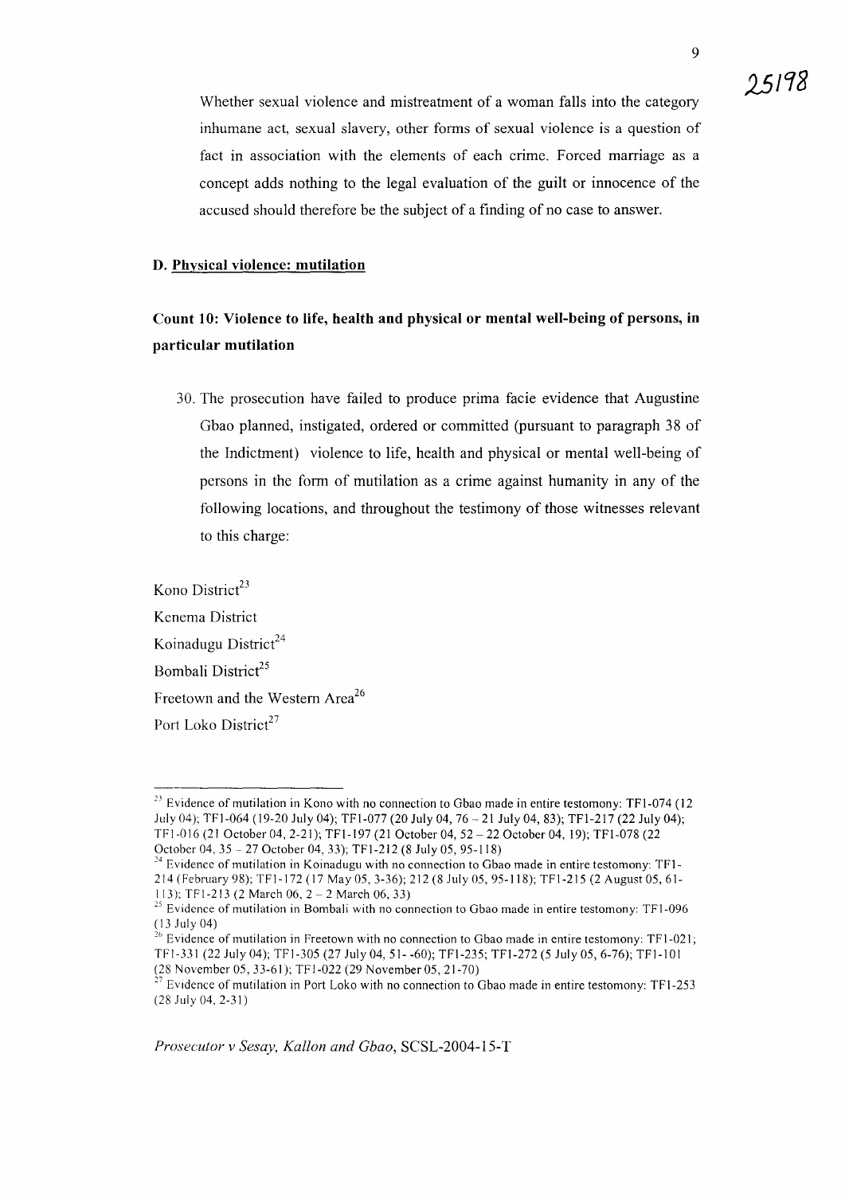Whether sexual violence and mistreatment of a woman falls into the category inhumane act, sexual slavery, other forms of sexual violence is a question of fact in association with the elements of each crime. Forced marriage as a concept adds nothing to the legal evaluation of the guilt or innocence of the accused should therefore be the subject of a finding of no case to answer.

**D. Physical violence: mutilation**

**Count 10: Violence to life, health and physical or mental well-being of persons, in particular mutilation**

30. The prosecution have failed to produce prima facie evidence that Augustine Gbao planned, instigated, ordered or committed (pursuant to paragraph 38 of the Indictment) violence to life, health and physical or mental well-being of persons in the form of mutilation as a crime against humanity in any of the following locations, and throughout the testimony of those witnesses relevant to this charge:

Kono District[23]
Kenema District
Koinadugu District[24]
Bombali District[25]
Freetown and the Western Area[26]
Port Loko District[27]

---

[23] Evidence of mutilation in Kono with no connection to Gbao made in entire testomony: TF1-074 (12 July 04); TF1-064 (19-20 July 04); TF1-077 (20 July 04, 76 – 21 July 04, 83); TF1-217 (22 July 04); TF1-016 (21 October 04, 2-21); TF1-197 (21 October 04, 52 – 22 October 04, 19); TF1-078 (22 October 04, 35 – 27 October 04, 33); TF1-212 (8 July 05, 95-118)

[24] Evidence of mutilation in Koinadugu with no connection to Gbao made in entire testomony: TF1-214 (February 98); TF1-172 (17 May 05, 3-36); 212 (8 July 05, 95-118); TF1-215 (2 August 05, 61-113); TF1-213 (2 March 06, 2 – 2 March 06, 33)

[25] Evidence of mutilation in Bombali with no connection to Gbao made in entire testomony: TF1-096 (13 July 04)

[26] Evidence of mutilation in Freetown with no connection to Gbao made in entire testomony: TF1-021; TF1-331 (22 July 04); TF1-305 (27 July 04, 51- -60); TF1-235; TF1-272 (5 July 05, 6-76); TF1-101 (28 November 05, 33-61); TF1-022 (29 November 05, 21-70)

[27] Evidence of mutilation in Port Loko with no connection to Gbao made in entire testomony: TF1-253 (28 July 04, 2-31)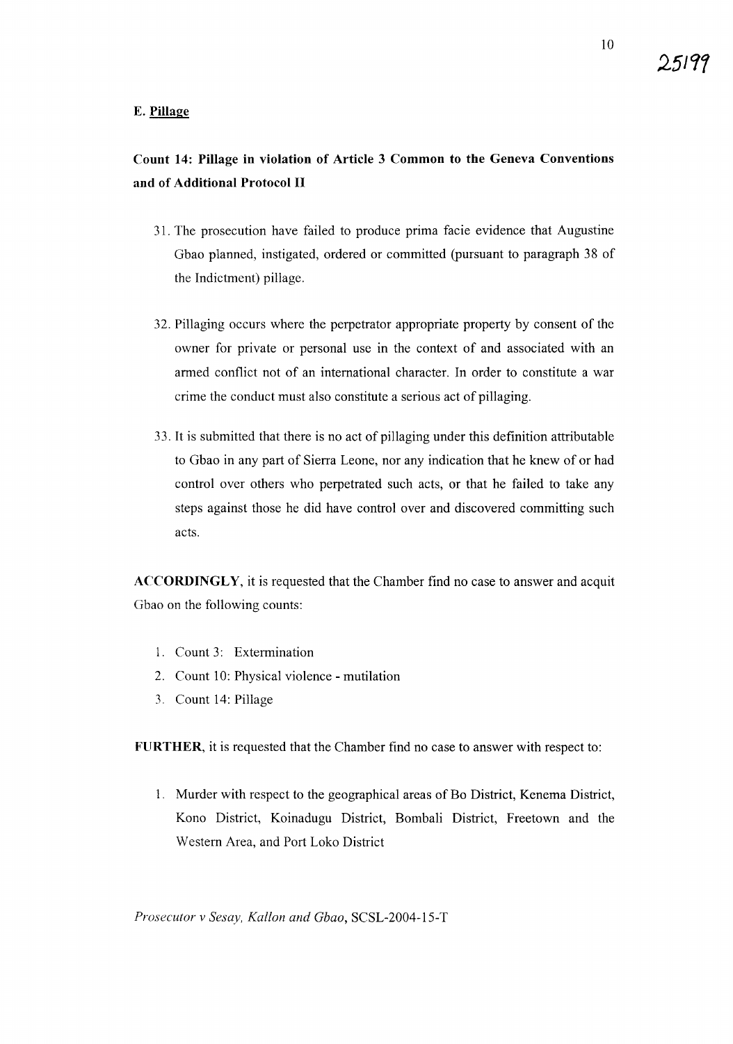### E. Pillage

**Count 14: Pillage in violation of Article 3 Common to the Geneva Conventions and of Additional Protocol II**

31. The prosecution have failed to produce prima facie evidence that Augustine Gbao planned, instigated, ordered or committed (pursuant to paragraph 38 of the Indictment) pillage.

32. Pillaging occurs where the perpetrator appropriate property by consent of the owner for private or personal use in the context of and associated with an armed conflict not of an international character. In order to constitute a war crime the conduct must also constitute a serious act of pillaging.

33. It is submitted that there is no act of pillaging under this definition attributable to Gbao in any part of Sierra Leone, nor any indication that he knew of or had control over others who perpetrated such acts, or that he failed to take any steps against those he did have control over and discovered committing such acts.

**ACCORDINGLY**, it is requested that the Chamber find no case to answer and acquit Gbao on the following counts:

1. Count 3: Extermination
2. Count 10: Physical violence - mutilation
3. Count 14: Pillage

**FURTHER**, it is requested that the Chamber find no case to answer with respect to:

1. Murder with respect to the geographical areas of Bo District, Kenema District, Kono District, Koinadugu District, Bombali District, Freetown and the Western Area, and Port Loko District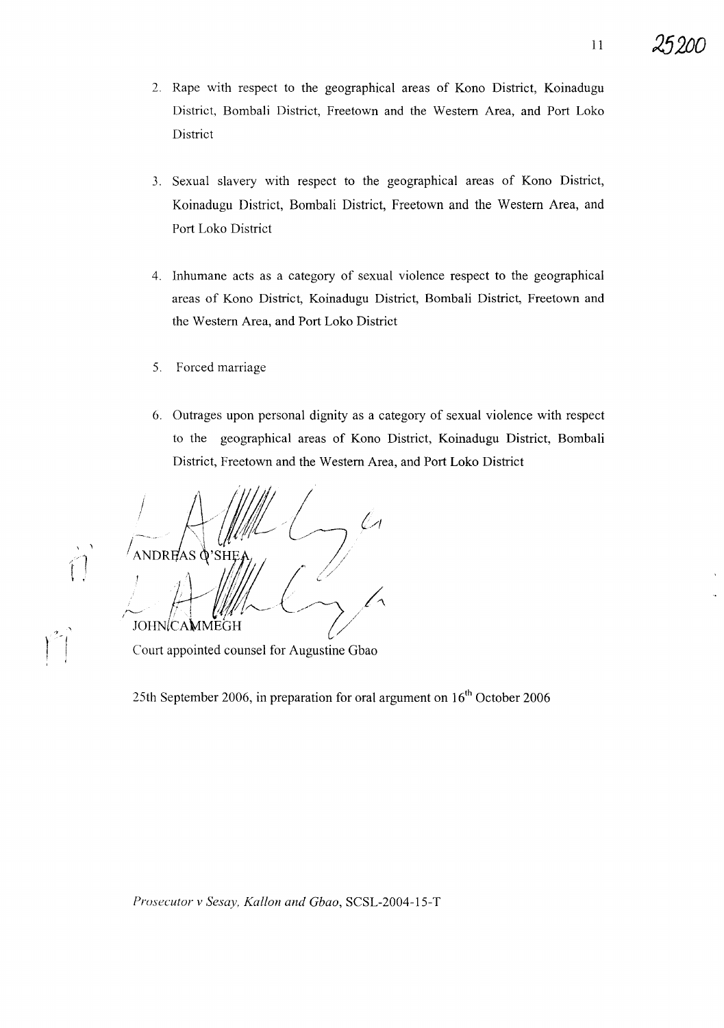2. Rape with respect to the geographical areas of Kono District, Koinadugu District, Bombali District, Freetown and the Western Area, and Port Loko District

3. Sexual slavery with respect to the geographical areas of Kono District, Koinadugu District, Bombali District, Freetown and the Western Area, and Port Loko District

4. Inhumane acts as a category of sexual violence respect to the geographical areas of Kono District, Koinadugu District, Bombali District, Freetown and the Western Area, and Port Loko District

5. Forced marriage

6. Outrages upon personal dignity as a category of sexual violence with respect to the geographical areas of Kono District, Koinadugu District, Bombali District, Freetown and the Western Area, and Port Loko District

ANDREAS O'SHEA

JOHN CAMMEGH

Court appointed counsel for Augustine Gbao

25th September 2006, in preparation for oral argument on 16th October 2006

*Prosecutor v Sesay, Kallon and Gbao*, SCSL-2004-15-T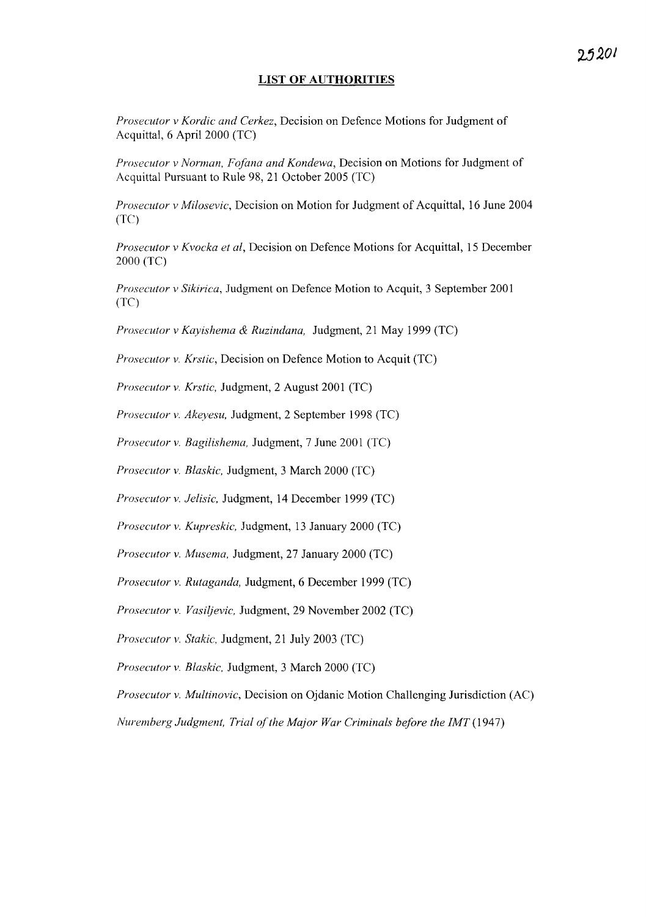## LIST OF AUTHORITIES

*Prosecutor v Kordic and Cerkez*, Decision on Defence Motions for Judgment of Acquittal, 6 April 2000 (TC)

*Prosecutor v Norman, Fofana and Kondewa*, Decision on Motions for Judgment of Acquittal Pursuant to Rule 98, 21 October 2005 (TC)

*Prosecutor v Milosevic*, Decision on Motion for Judgment of Acquittal, 16 June 2004 (TC)

*Prosecutor v Kvocka et al*, Decision on Defence Motions for Acquittal, 15 December 2000 (TC)

*Prosecutor v Sikirica*, Judgment on Defence Motion to Acquit, 3 September 2001 (TC)

*Prosecutor v Kayishema & Ruzindana,* Judgment, 21 May 1999 (TC)

*Prosecutor v. Krstic*, Decision on Defence Motion to Acquit (TC)

*Prosecutor v. Krstic,* Judgment, 2 August 2001 (TC)

*Prosecutor v. Akeyesu,* Judgment, 2 September 1998 (TC)

*Prosecutor v. Bagilishema,* Judgment, 7 June 2001 (TC)

*Prosecutor v. Blaskic,* Judgment, 3 March 2000 (TC)

*Prosecutor v. Jelisic,* Judgment, 14 December 1999 (TC)

*Prosecutor v. Kupreskic,* Judgment, 13 January 2000 (TC)

*Prosecutor v. Musema,* Judgment, 27 January 2000 (TC)

*Prosecutor v. Rutaganda,* Judgment, 6 December 1999 (TC)

*Prosecutor v. Vasiljevic,* Judgment, 29 November 2002 (TC)

*Prosecutor v. Stakic,* Judgment, 21 July 2003 (TC)

*Prosecutor v. Blaskic,* Judgment, 3 March 2000 (TC)

*Prosecutor v. Multinovic*, Decision on Ojdanic Motion Challenging Jurisdiction (AC)

*Nuremberg Judgment, Trial of the Major War Criminals before the IMT* (1947)